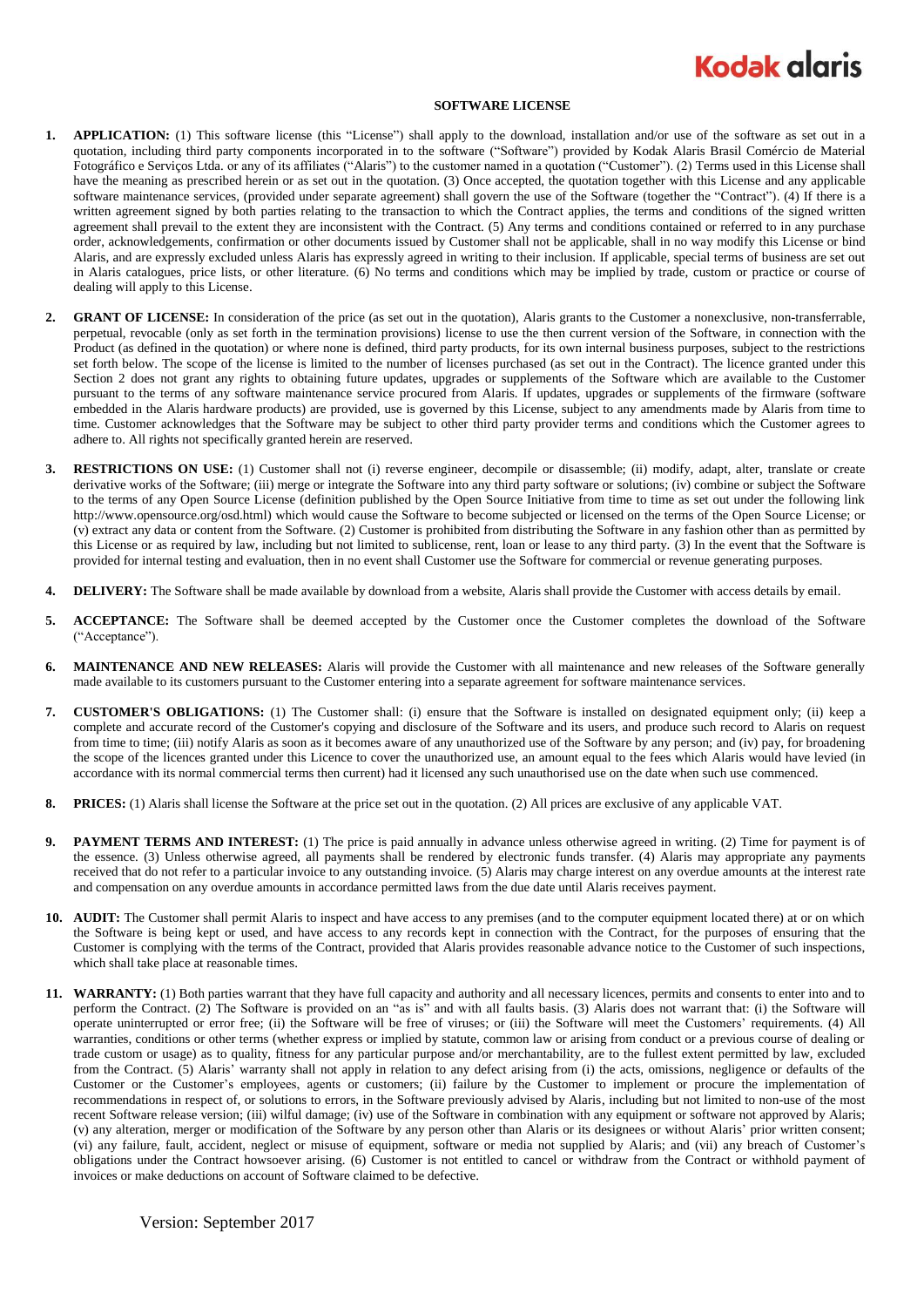Kodak alaris

# SOFTWARE LICENSE

1. **APPLICATION:** (1) This software license (this "License") shall apply to the download, installation and/or use of the software as set out in a quotation, including third party components incorporated in to the software ("Software") provided by Kodak Alaris Brasil Comércio de Material Fotográfico e Serviços Ltda. or any of its affiliates ("Alaris") to the customer named in a quotation ("Customer"). (2) Terms used in this License shall have the meaning as prescribed herein or as set out in the quotation. (3) Once accepted, the quotation together with this License and any applicable software maintenance services, (provided under separate agreement) shall govern the use of the Software (together the "Contract"). (4) If there is a written agreement signed by both parties relating to the transaction to which the Contract applies, the terms and conditions of the signed written agreement shall prevail to the extent they are inconsistent with the Contract. (5) Any terms and conditions contained or referred to in any purchase order, acknowledgements, confirmation or other documents issued by Customer shall not be applicable, shall in no way modify this License or bind Alaris, and are expressly excluded unless Alaris has expressly agreed in writing to their inclusion. If applicable, special terms of business are set out in Alaris catalogues, price lists, or other literature. (6) No terms and conditions which may be implied by trade, custom or practice or course of dealing will apply to this License.

2. **GRANT OF LICENSE:** In consideration of the price (as set out in the quotation), Alaris grants to the Customer a nonexclusive, non-transferrable, perpetual, revocable (only as set forth in the termination provisions) license to use the then current version of the Software, in connection with the Product (as defined in the quotation) or where none is defined, third party products, for its own internal business purposes, subject to the restrictions set forth below. The scope of the license is limited to the number of licenses purchased (as set out in the Contract). The licence granted under this Section 2 does not grant any rights to obtaining future updates, upgrades or supplements of the Software which are available to the Customer pursuant to the terms of any software maintenance service procured from Alaris. If updates, upgrades or supplements of the firmware (software embedded in the Alaris hardware products) are provided, use is governed by this License, subject to any amendments made by Alaris from time to time. Customer acknowledges that the Software may be subject to other third party provider terms and conditions which the Customer agrees to adhere to. All rights not specifically granted herein are reserved.

3. **RESTRICTIONS ON USE:** (1) Customer shall not (i) reverse engineer, decompile or disassemble; (ii) modify, adapt, alter, translate or create derivative works of the Software; (iii) merge or integrate the Software into any third party software or solutions; (iv) combine or subject the Software to the terms of any Open Source License (definition published by the Open Source Initiative from time to time as set out under the following link http://www.opensource.org/osd.html) which would cause the Software to become subjected or licensed on the terms of the Open Source License; or (v) extract any data or content from the Software. (2) Customer is prohibited from distributing the Software in any fashion other than as permitted by this License or as required by law, including but not limited to sublicense, rent, loan or lease to any third party. (3) In the event that the Software is provided for internal testing and evaluation, then in no event shall Customer use the Software for commercial or revenue generating purposes.

4. **DELIVERY:** The Software shall be made available by download from a website, Alaris shall provide the Customer with access details by email.

5. **ACCEPTANCE:** The Software shall be deemed accepted by the Customer once the Customer completes the download of the Software ("Acceptance").

6. **MAINTENANCE AND NEW RELEASES:** Alaris will provide the Customer with all maintenance and new releases of the Software generally made available to its customers pursuant to the Customer entering into a separate agreement for software maintenance services.

7. **CUSTOMER'S OBLIGATIONS:** (1) The Customer shall: (i) ensure that the Software is installed on designated equipment only; (ii) keep a complete and accurate record of the Customer's copying and disclosure of the Software and its users, and produce such record to Alaris on request from time to time; (iii) notify Alaris as soon as it becomes aware of any unauthorized use of the Software by any person; and (iv) pay, for broadening the scope of the licences granted under this Licence to cover the unauthorized use, an amount equal to the fees which Alaris would have levied (in accordance with its normal commercial terms then current) had it licensed any such unauthorised use on the date when such use commenced.

8. **PRICES:** (1) Alaris shall license the Software at the price set out in the quotation. (2) All prices are exclusive of any applicable VAT.

9. **PAYMENT TERMS AND INTEREST:** (1) The price is paid annually in advance unless otherwise agreed in writing. (2) Time for payment is of the essence. (3) Unless otherwise agreed, all payments shall be rendered by electronic funds transfer. (4) Alaris may appropriate any payments received that do not refer to a particular invoice to any outstanding invoice. (5) Alaris may charge interest on any overdue amounts at the interest rate and compensation on any overdue amounts in accordance permitted laws from the due date until Alaris receives payment.

10. **AUDIT:** The Customer shall permit Alaris to inspect and have access to any premises (and to the computer equipment located there) at or on which the Software is being kept or used, and have access to any records kept in connection with the Contract, for the purposes of ensuring that the Customer is complying with the terms of the Contract, provided that Alaris provides reasonable advance notice to the Customer of such inspections, which shall take place at reasonable times.

11. **WARRANTY:** (1) Both parties warrant that they have full capacity and authority and all necessary licences, permits and consents to enter into and to perform the Contract. (2) The Software is provided on an "as is" and with all faults basis. (3) Alaris does not warrant that: (i) the Software will operate uninterrupted or error free; (ii) the Software will be free of viruses; or (iii) the Software will meet the Customers' requirements. (4) All warranties, conditions or other terms (whether express or implied by statute, common law or arising from conduct or a previous course of dealing or trade custom or usage) as to quality, fitness for any particular purpose and/or merchantability, are to the fullest extent permitted by law, excluded from the Contract. (5) Alaris' warranty shall not apply in relation to any defect arising from (i) the acts, omissions, negligence or defaults of the Customer or the Customer's employees, agents or customers; (ii) failure by the Customer to implement or procure the implementation of recommendations in respect of, or solutions to errors, in the Software previously advised by Alaris, including but not limited to non-use of the most recent Software release version; (iii) wilful damage; (iv) use of the Software in combination with any equipment or software not approved by Alaris; (v) any alteration, merger or modification of the Software by any person other than Alaris or its designees or without Alaris' prior written consent; (vi) any failure, fault, accident, neglect or misuse of equipment, software or media not supplied by Alaris; and (vii) any breach of Customer's obligations under the Contract howsoever arising. (6) Customer is not entitled to cancel or withdraw from the Contract or withhold payment of invoices or make deductions on account of Software claimed to be defective.

Version: September 2017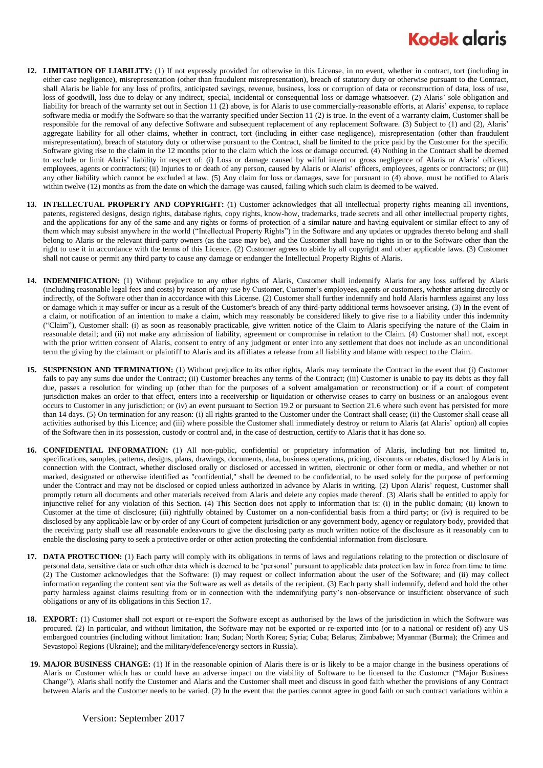12. **LIMITATION OF LIABILITY:** (1) If not expressly provided for otherwise in this License, in no event, whether in contract, tort (including in either case negligence), misrepresentation (other than fraudulent misrepresentation), breach of statutory duty or otherwise pursuant to the Contract, shall Alaris be liable for any loss of profits, anticipated savings, revenue, business, loss or corruption of data or reconstruction of data, loss of use, loss of goodwill, loss due to delay or any indirect, special, incidental or consequential loss or damage whatsoever. (2) Alaris' sole obligation and liability for breach of the warranty set out in Section 11 (2) above, is for Alaris to use commercially-reasonable efforts, at Alaris' expense, to replace software media or modify the Software so that the warranty specified under Section 11 (2) is true. In the event of a warranty claim, Customer shall be responsible for the removal of any defective Software and subsequent replacement of any replacement Software. (3) Subject to (1) and (2), Alaris' aggregate liability for all other claims, whether in contract, tort (including in either case negligence), misrepresentation (other than fraudulent misrepresentation), breach of statutory duty or otherwise pursuant to the Contract, shall be limited to the price paid by the Customer for the specific Software giving rise to the claim in the 12 months prior to the claim which the loss or damage occurred. (4) Nothing in the Contract shall be deemed to exclude or limit Alaris' liability in respect of: (i) Loss or damage caused by wilful intent or gross negligence of Alaris or Alaris' officers, employees, agents or contractors; (ii) Injuries to or death of any person, caused by Alaris or Alaris' officers, employees, agents or contractors; or (iii) any other liability which cannot be excluded at law. (5) Any claim for loss or damages, save for pursuant to (4) above, must be notified to Alaris within twelve (12) months as from the date on which the damage was caused, failing which such claim is deemed to be waived.

13. **INTELLECTUAL PROPERTY AND COPYRIGHT:** (1) Customer acknowledges that all intellectual property rights meaning all inventions, patents, registered designs, design rights, database rights, copy rights, know-how, trademarks, trade secrets and all other intellectual property rights, and the applications for any of the same and any rights or forms of protection of a similar nature and having equivalent or similar effect to any of them which may subsist anywhere in the world ("Intellectual Property Rights") in the Software and any updates or upgrades thereto belong and shall belong to Alaris or the relevant third-party owners (as the case may be), and the Customer shall have no rights in or to the Software other than the right to use it in accordance with the terms of this Licence. (2) Customer agrees to abide by all copyright and other applicable laws. (3) Customer shall not cause or permit any third party to cause any damage or endanger the Intellectual Property Rights of Alaris.

14. **INDEMNIFICATION:** (1) Without prejudice to any other rights of Alaris, Customer shall indemnify Alaris for any loss suffered by Alaris (including reasonable legal fees and costs) by reason of any use by Customer, Customer's employees, agents or customers, whether arising directly or indirectly, of the Software other than in accordance with this License. (2) Customer shall further indemnify and hold Alaris harmless against any loss or damage which it may suffer or incur as a result of the Customer's breach of any third-party additional terms howsoever arising. (3) In the event of a claim, or notification of an intention to make a claim, which may reasonably be considered likely to give rise to a liability under this indemnity ("Claim"), Customer shall: (i) as soon as reasonably practicable, give written notice of the Claim to Alaris specifying the nature of the Claim in reasonable detail; and (ii) not make any admission of liability, agreement or compromise in relation to the Claim. (4) Customer shall not, except with the prior written consent of Alaris, consent to entry of any judgment or enter into any settlement that does not include as an unconditional term the giving by the claimant or plaintiff to Alaris and its affiliates a release from all liability and blame with respect to the Claim.

15. **SUSPENSION AND TERMINATION:** (1) Without prejudice to its other rights, Alaris may terminate the Contract in the event that (i) Customer fails to pay any sums due under the Contract; (ii) Customer breaches any terms of the Contract; (iii) Customer is unable to pay its debts as they fall due, passes a resolution for winding up (other than for the purposes of a solvent amalgamation or reconstruction) or if a court of competent jurisdiction makes an order to that effect, enters into a receivership or liquidation or otherwise ceases to carry on business or an analogous event occurs to Customer in any jurisdiction; or (iv) an event pursuant to Section 19.2 or pursuant to Section 21.6 where such event has persisted for more than 14 days. (5) On termination for any reason: (i) all rights granted to the Customer under the Contract shall cease; (ii) the Customer shall cease all activities authorised by this Licence; and (iii) where possible the Customer shall immediately destroy or return to Alaris (at Alaris' option) all copies of the Software then in its possession, custody or control and, in the case of destruction, certify to Alaris that it has done so.

16. **CONFIDENTIAL INFORMATION:** (1) All non-public, confidential or proprietary information of Alaris, including but not limited to, specifications, samples, patterns, designs, plans, drawings, documents, data, business operations, pricing, discounts or rebates, disclosed by Alaris in connection with the Contract, whether disclosed orally or disclosed or accessed in written, electronic or other form or media, and whether or not marked, designated or otherwise identified as "confidential," shall be deemed to be confidential, to be used solely for the purpose of performing under the Contract and may not be disclosed or copied unless authorized in advance by Alaris in writing. (2) Upon Alaris' request, Customer shall promptly return all documents and other materials received from Alaris and delete any copies made thereof. (3) Alaris shall be entitled to apply for injunctive relief for any violation of this Section. (4) This Section does not apply to information that is: (i) in the public domain; (ii) known to Customer at the time of disclosure; (iii) rightfully obtained by Customer on a non-confidential basis from a third party; or (iv) is required to be disclosed by any applicable law or by order of any Court of competent jurisdiction or any government body, agency or regulatory body, provided that the receiving party shall use all reasonable endeavours to give the disclosing party as much written notice of the disclosure as it reasonably can to enable the disclosing party to seek a protective order or other action protecting the confidential information from disclosure.

17. **DATA PROTECTION:** (1) Each party will comply with its obligations in terms of laws and regulations relating to the protection or disclosure of personal data, sensitive data or such other data which is deemed to be 'personal' pursuant to applicable data protection law in force from time to time. (2) The Customer acknowledges that the Software: (i) may request or collect information about the user of the Software; and (ii) may collect information regarding the content sent via the Software as well as details of the recipient. (3) Each party shall indemnify, defend and hold the other party harmless against claims resulting from or in connection with the indemnifying party's non-observance or insufficient observance of such obligations or any of its obligations in this Section 17.

18. **EXPORT:** (1) Customer shall not export or re-export the Software except as authorised by the laws of the jurisdiction in which the Software was procured. (2) In particular, and without limitation, the Software may not be exported or re-exported into (or to a national or resident of) any US embargoed countries (including without limitation: Iran; Sudan; North Korea; Syria; Cuba; Belarus; Zimbabwe; Myanmar (Burma); the Crimea and Sevastopol Regions (Ukraine); and the military/defence/energy sectors in Russia).

19. **MAJOR BUSINESS CHANGE:** (1) If in the reasonable opinion of Alaris there is or is likely to be a major change in the business operations of Alaris or Customer which has or could have an adverse impact on the viability of Software to be licensed to the Customer ("Major Business Change"), Alaris shall notify the Customer and Alaris and the Customer shall meet and discuss in good faith whether the provisions of any Contract between Alaris and the Customer needs to be varied. (2) In the event that the parties cannot agree in good faith on such contract variations within a

Version: September 2017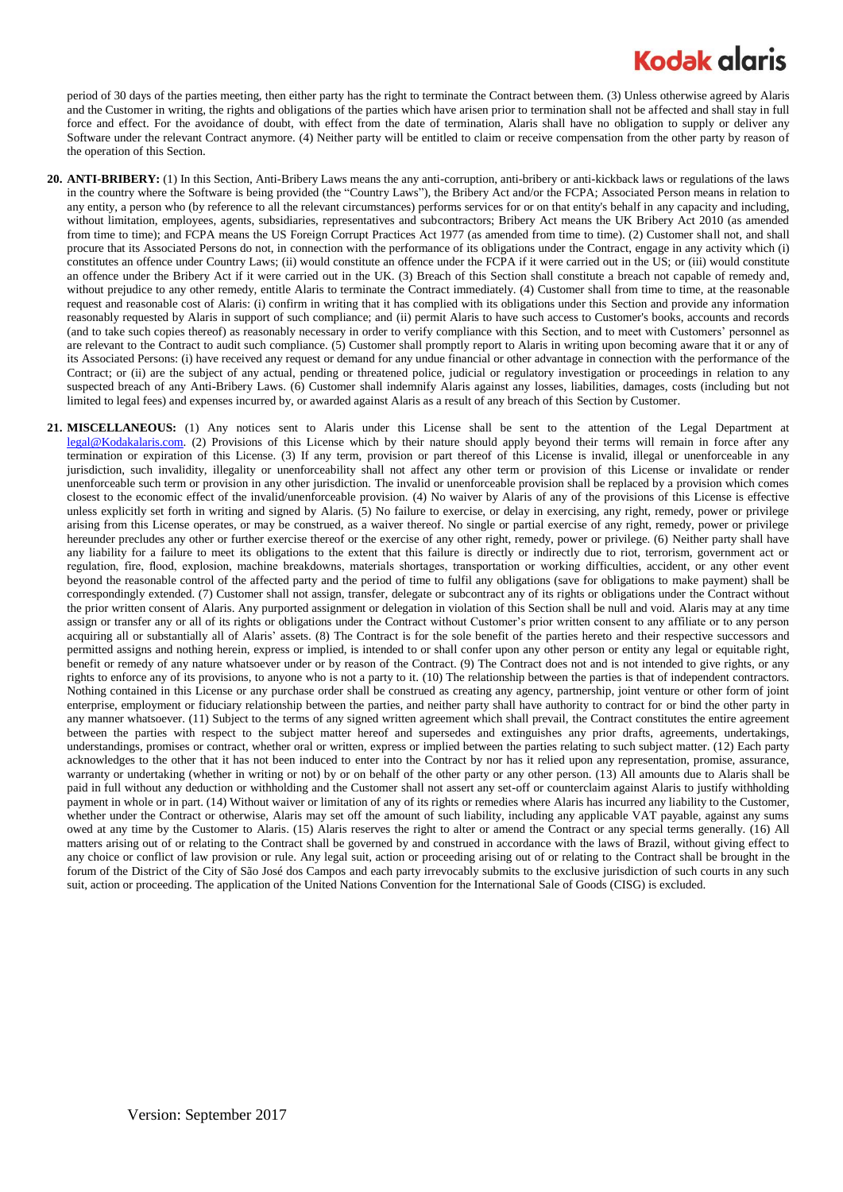period of 30 days of the parties meeting, then either party has the right to terminate the Contract between them. (3) Unless otherwise agreed by Alaris and the Customer in writing, the rights and obligations of the parties which have arisen prior to termination shall not be affected and shall stay in full force and effect. For the avoidance of doubt, with effect from the date of termination, Alaris shall have no obligation to supply or deliver any Software under the relevant Contract anymore. (4) Neither party will be entitled to claim or receive compensation from the other party by reason of the operation of this Section.

20. **ANTI-BRIBERY:** (1) In this Section, Anti-Bribery Laws means the any anti-corruption, anti-bribery or anti-kickback laws or regulations of the laws in the country where the Software is being provided (the "Country Laws"), the Bribery Act and/or the FCPA; Associated Person means in relation to any entity, a person who (by reference to all the relevant circumstances) performs services for or on that entity's behalf in any capacity and including, without limitation, employees, agents, subsidiaries, representatives and subcontractors; Bribery Act means the UK Bribery Act 2010 (as amended from time to time); and FCPA means the US Foreign Corrupt Practices Act 1977 (as amended from time to time). (2) Customer shall not, and shall procure that its Associated Persons do not, in connection with the performance of its obligations under the Contract, engage in any activity which (i) constitutes an offence under Country Laws; (ii) would constitute an offence under the FCPA if it were carried out in the US; or (iii) would constitute an offence under the Bribery Act if it were carried out in the UK. (3) Breach of this Section shall constitute a breach not capable of remedy and, without prejudice to any other remedy, entitle Alaris to terminate the Contract immediately. (4) Customer shall from time to time, at the reasonable request and reasonable cost of Alaris: (i) confirm in writing that it has complied with its obligations under this Section and provide any information reasonably requested by Alaris in support of such compliance; and (ii) permit Alaris to have such access to Customer's books, accounts and records (and to take such copies thereof) as reasonably necessary in order to verify compliance with this Section, and to meet with Customers' personnel as are relevant to the Contract to audit such compliance. (5) Customer shall promptly report to Alaris in writing upon becoming aware that it or any of its Associated Persons: (i) have received any request or demand for any undue financial or other advantage in connection with the performance of the Contract; or (ii) are the subject of any actual, pending or threatened police, judicial or regulatory investigation or proceedings in relation to any suspected breach of any Anti-Bribery Laws. (6) Customer shall indemnify Alaris against any losses, liabilities, damages, costs (including but not limited to legal fees) and expenses incurred by, or awarded against Alaris as a result of any breach of this Section by Customer.

21. **MISCELLANEOUS:** (1) Any notices sent to Alaris under this License shall be sent to the attention of the Legal Department at legal@Kodakalaris.com. (2) Provisions of this License which by their nature should apply beyond their terms will remain in force after any termination or expiration of this License. (3) If any term, provision or part thereof of this License is invalid, illegal or unenforceable in any jurisdiction, such invalidity, illegality or unenforceability shall not affect any other term or provision of this License or invalidate or render unenforceable such term or provision in any other jurisdiction. The invalid or unenforceable provision shall be replaced by a provision which comes closest to the economic effect of the invalid/unenforceable provision. (4) No waiver by Alaris of any of the provisions of this License is effective unless explicitly set forth in writing and signed by Alaris. (5) No failure to exercise, or delay in exercising, any right, remedy, power or privilege arising from this License operates, or may be construed, as a waiver thereof. No single or partial exercise of any right, remedy, power or privilege hereunder precludes any other or further exercise thereof or the exercise of any other right, remedy, power or privilege. (6) Neither party shall have any liability for a failure to meet its obligations to the extent that this failure is directly or indirectly due to riot, terrorism, government act or regulation, fire, flood, explosion, machine breakdowns, materials shortages, transportation or working difficulties, accident, or any other event beyond the reasonable control of the affected party and the period of time to fulfil any obligations (save for obligations to make payment) shall be correspondingly extended. (7) Customer shall not assign, transfer, delegate or subcontract any of its rights or obligations under the Contract without the prior written consent of Alaris. Any purported assignment or delegation in violation of this Section shall be null and void. Alaris may at any time assign or transfer any or all of its rights or obligations under the Contract without Customer's prior written consent to any affiliate or to any person acquiring all or substantially all of Alaris' assets. (8) The Contract is for the sole benefit of the parties hereto and their respective successors and permitted assigns and nothing herein, express or implied, is intended to or shall confer upon any other person or entity any legal or equitable right, benefit or remedy of any nature whatsoever under or by reason of the Contract. (9) The Contract does not and is not intended to give rights, or any rights to enforce any of its provisions, to anyone who is not a party to it. (10) The relationship between the parties is that of independent contractors. Nothing contained in this License or any purchase order shall be construed as creating any agency, partnership, joint venture or other form of joint enterprise, employment or fiduciary relationship between the parties, and neither party shall have authority to contract for or bind the other party in any manner whatsoever. (11) Subject to the terms of any signed written agreement which shall prevail, the Contract constitutes the entire agreement between the parties with respect to the subject matter hereof and supersedes and extinguishes any prior drafts, agreements, undertakings, understandings, promises or contract, whether oral or written, express or implied between the parties relating to such subject matter. (12) Each party acknowledges to the other that it has not been induced to enter into the Contract by nor has it relied upon any representation, promise, assurance, warranty or undertaking (whether in writing or not) by or on behalf of the other party or any other person. (13) All amounts due to Alaris shall be paid in full without any deduction or withholding and the Customer shall not assert any set-off or counterclaim against Alaris to justify withholding payment in whole or in part. (14) Without waiver or limitation of any of its rights or remedies where Alaris has incurred any liability to the Customer, whether under the Contract or otherwise, Alaris may set off the amount of such liability, including any applicable VAT payable, against any sums owed at any time by the Customer to Alaris. (15) Alaris reserves the right to alter or amend the Contract or any special terms generally. (16) All matters arising out of or relating to the Contract shall be governed by and construed in accordance with the laws of Brazil, without giving effect to any choice or conflict of law provision or rule. Any legal suit, action or proceeding arising out of or relating to the Contract shall be brought in the forum of the District of the City of São José dos Campos and each party irrevocably submits to the exclusive jurisdiction of such courts in any such suit, action or proceeding. The application of the United Nations Convention for the International Sale of Goods (CISG) is excluded.

Version: September 2017